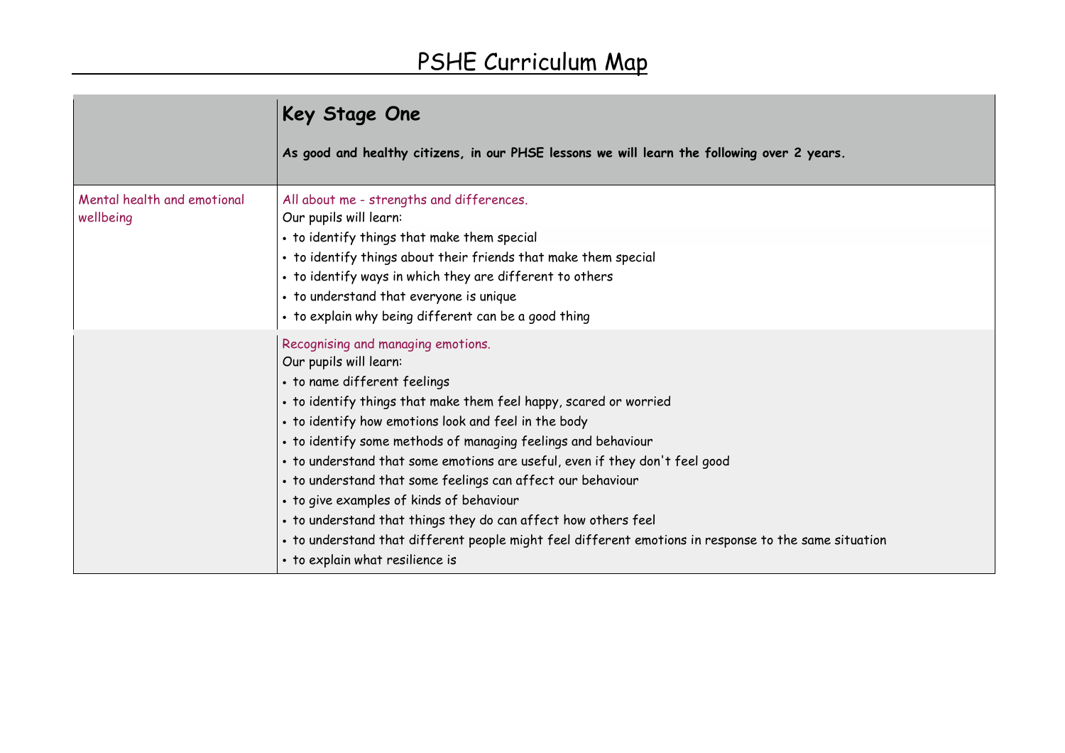# PSHE Curriculum Map

| | **Key Stage One**<br><br>**As good and healthy citizens, in our PHSE lessons we will learn the following over 2 years.** |
|---|---|
| Mental health and emotional wellbeing | All about me - strengths and differences.<br>Our pupils will learn:<br>• to identify things that make them special<br>• to identify things about their friends that make them special<br>• to identify ways in which they are different to others<br>• to understand that everyone is unique<br>• to explain why being different can be a good thing |
| | Recognising and managing emotions.<br>Our pupils will learn:<br>• to name different feelings<br>• to identify things that make them feel happy, scared or worried<br>• to identify how emotions look and feel in the body<br>• to identify some methods of managing feelings and behaviour<br>• to understand that some emotions are useful, even if they don't feel good<br>• to understand that some feelings can affect our behaviour<br>• to give examples of kinds of behaviour<br>• to understand that things they do can affect how others feel<br>• to understand that different people might feel different emotions in response to the same situation<br>• to explain what resilience is |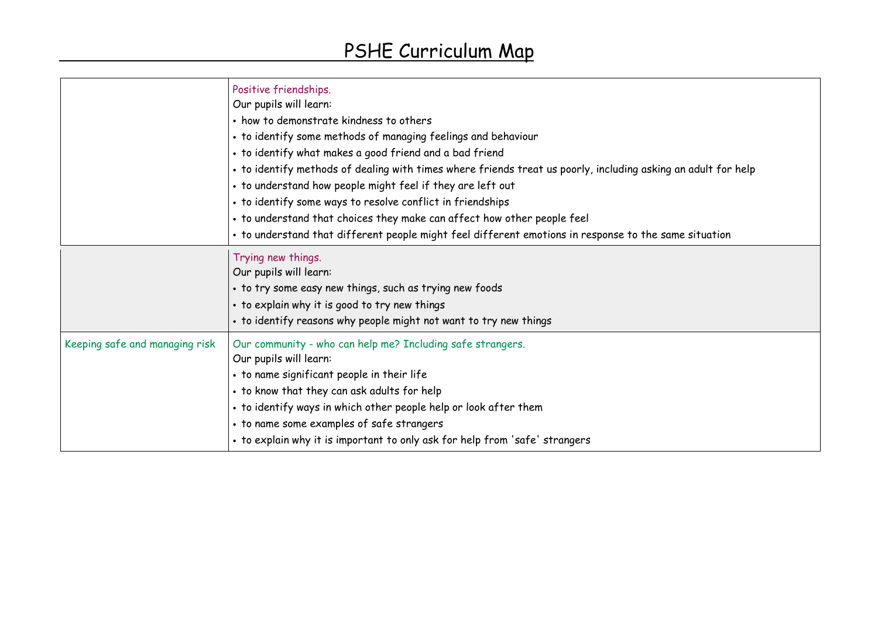# PSHE Curriculum Map

| | |
|---|---|
| | Positive friendships.<br>Our pupils will learn:<br>• how to demonstrate kindness to others<br>• to identify some methods of managing feelings and behaviour<br>• to identify what makes a good friend and a bad friend<br>• to identify methods of dealing with times where friends treat us poorly, including asking an adult for help<br>• to understand how people might feel if they are left out<br>• to identify some ways to resolve conflict in friendships<br>• to understand that choices they make can affect how other people feel<br>• to understand that different people might feel different emotions in response to the same situation |
| | Trying new things.<br>Our pupils will learn:<br>• to try some easy new things, such as trying new foods<br>• to explain why it is good to try new things<br>• to identify reasons why people might not want to try new things |
| Keeping safe and managing risk | Our community - who can help me? Including safe strangers.<br>Our pupils will learn:<br>• to name significant people in their life<br>• to know that they can ask adults for help<br>• to identify ways in which other people help or look after them<br>• to name some examples of safe strangers<br>• to explain why it is important to only ask for help from 'safe' strangers |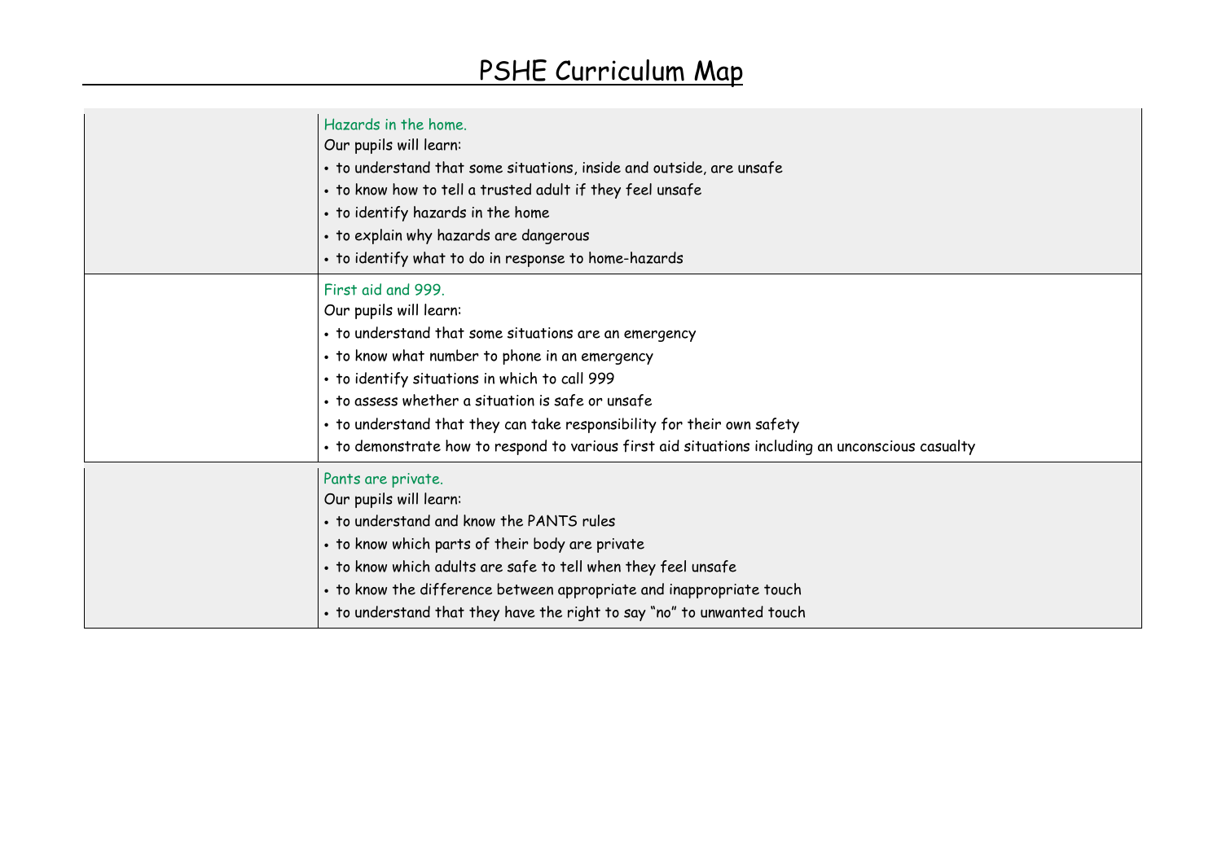# PSHE Curriculum Map

| | |
|---|---|
| | Hazards in the home.<br>Our pupils will learn:<br>• to understand that some situations, inside and outside, are unsafe<br>• to know how to tell a trusted adult if they feel unsafe<br>• to identify hazards in the home<br>• to explain why hazards are dangerous<br>• to identify what to do in response to home-hazards |
| | First aid and 999.<br>Our pupils will learn:<br>• to understand that some situations are an emergency<br>• to know what number to phone in an emergency<br>• to identify situations in which to call 999<br>• to assess whether a situation is safe or unsafe<br>• to understand that they can take responsibility for their own safety<br>• to demonstrate how to respond to various first aid situations including an unconscious casualty |
| | Pants are private.<br>Our pupils will learn:<br>• to understand and know the PANTS rules<br>• to know which parts of their body are private<br>• to know which adults are safe to tell when they feel unsafe<br>• to know the difference between appropriate and inappropriate touch<br>• to understand that they have the right to say “no” to unwanted touch |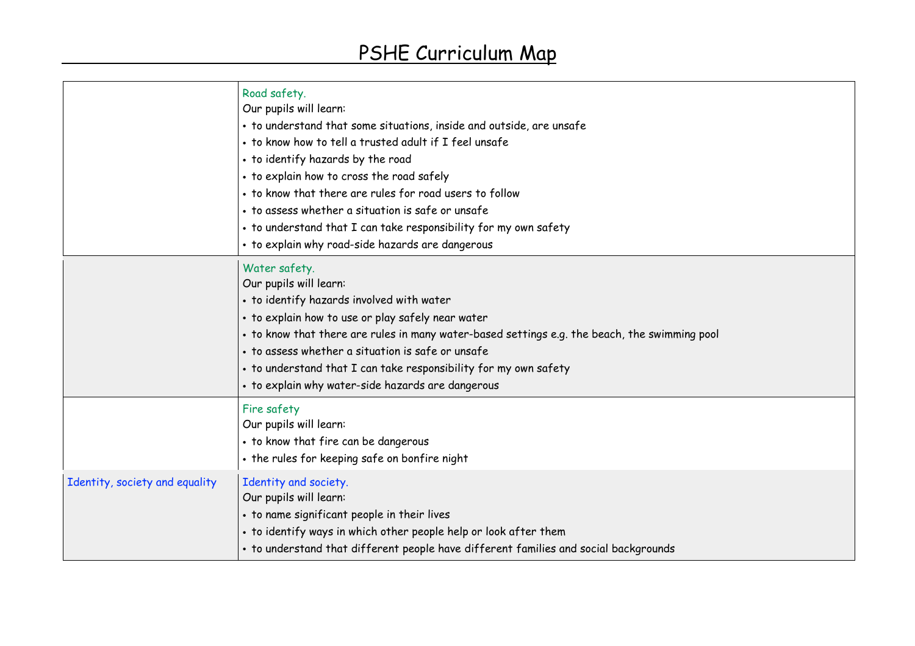# PSHE Curriculum Map

| | |
|---|---|
| | Road safety.<br>Our pupils will learn:<br>• to understand that some situations, inside and outside, are unsafe<br>• to know how to tell a trusted adult if I feel unsafe<br>• to identify hazards by the road<br>• to explain how to cross the road safely<br>• to know that there are rules for road users to follow<br>• to assess whether a situation is safe or unsafe<br>• to understand that I can take responsibility for my own safety<br>• to explain why road-side hazards are dangerous |
| | Water safety.<br>Our pupils will learn:<br>• to identify hazards involved with water<br>• to explain how to use or play safely near water<br>• to know that there are rules in many water-based settings e.g. the beach, the swimming pool<br>• to assess whether a situation is safe or unsafe<br>• to understand that I can take responsibility for my own safety<br>• to explain why water-side hazards are dangerous |
| | Fire safety<br>Our pupils will learn:<br>• to know that fire can be dangerous<br>• the rules for keeping safe on bonfire night |
| Identity, society and equality | Identity and society.<br>Our pupils will learn:<br>• to name significant people in their lives<br>• to identify ways in which other people help or look after them<br>• to understand that different people have different families and social backgrounds |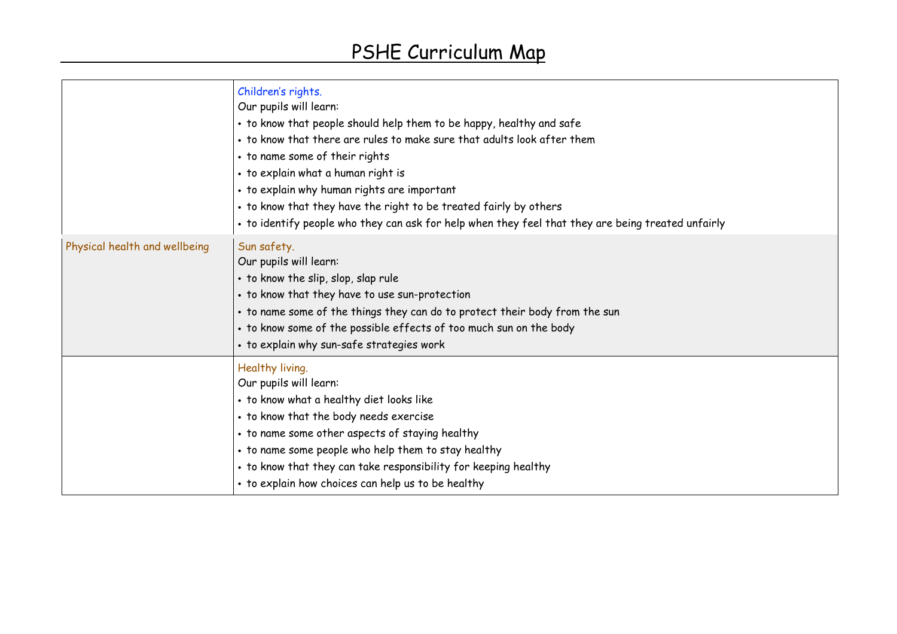# PSHE Curriculum Map

| | |
|---|---|
| | Children's rights.<br>Our pupils will learn:<br>• to know that people should help them to be happy, healthy and safe<br>• to know that there are rules to make sure that adults look after them<br>• to name some of their rights<br>• to explain what a human right is<br>• to explain why human rights are important<br>• to know that they have the right to be treated fairly by others<br>• to identify people who they can ask for help when they feel that they are being treated unfairly |
| Physical health and wellbeing | Sun safety.<br>Our pupils will learn:<br>• to know the slip, slop, slap rule<br>• to know that they have to use sun-protection<br>• to name some of the things they can do to protect their body from the sun<br>• to know some of the possible effects of too much sun on the body<br>• to explain why sun-safe strategies work |
| | Healthy living.<br>Our pupils will learn:<br>• to know what a healthy diet looks like<br>• to know that the body needs exercise<br>• to name some other aspects of staying healthy<br>• to name some people who help them to stay healthy<br>• to know that they can take responsibility for keeping healthy<br>• to explain how choices can help us to be healthy |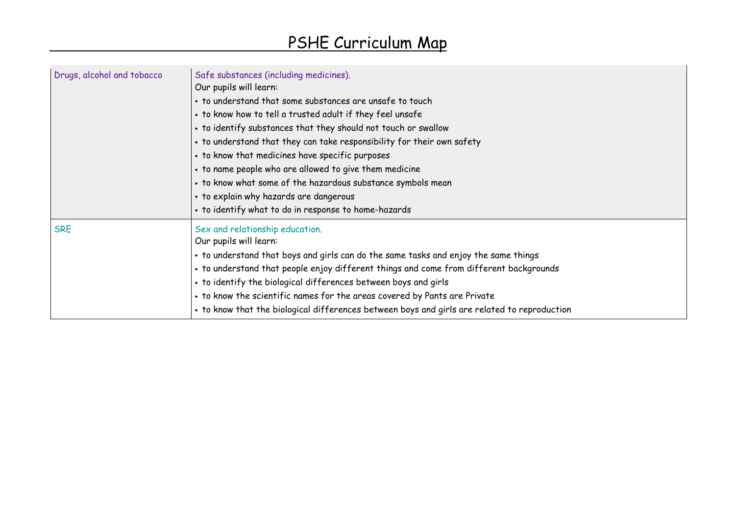# PSHE Curriculum Map

| | |
|---|---|
| Drugs, alcohol and tobacco | Safe substances (including medicines).<br>Our pupils will learn:<br>• to understand that some substances are unsafe to touch<br>• to know how to tell a trusted adult if they feel unsafe<br>• to identify substances that they should not touch or swallow<br>• to understand that they can take responsibility for their own safety<br>• to know that medicines have specific purposes<br>• to name people who are allowed to give them medicine<br>• to know what some of the hazardous substance symbols mean<br>• to explain why hazards are dangerous<br>• to identify what to do in response to home-hazards |
| SRE | Sex and relationship education.<br>Our pupils will learn:<br>• to understand that boys and girls can do the same tasks and enjoy the same things<br>• to understand that people enjoy different things and come from different backgrounds<br>• to identify the biological differences between boys and girls<br>• to know the scientific names for the areas covered by Pants are Private<br>• to know that the biological differences between boys and girls are related to reproduction |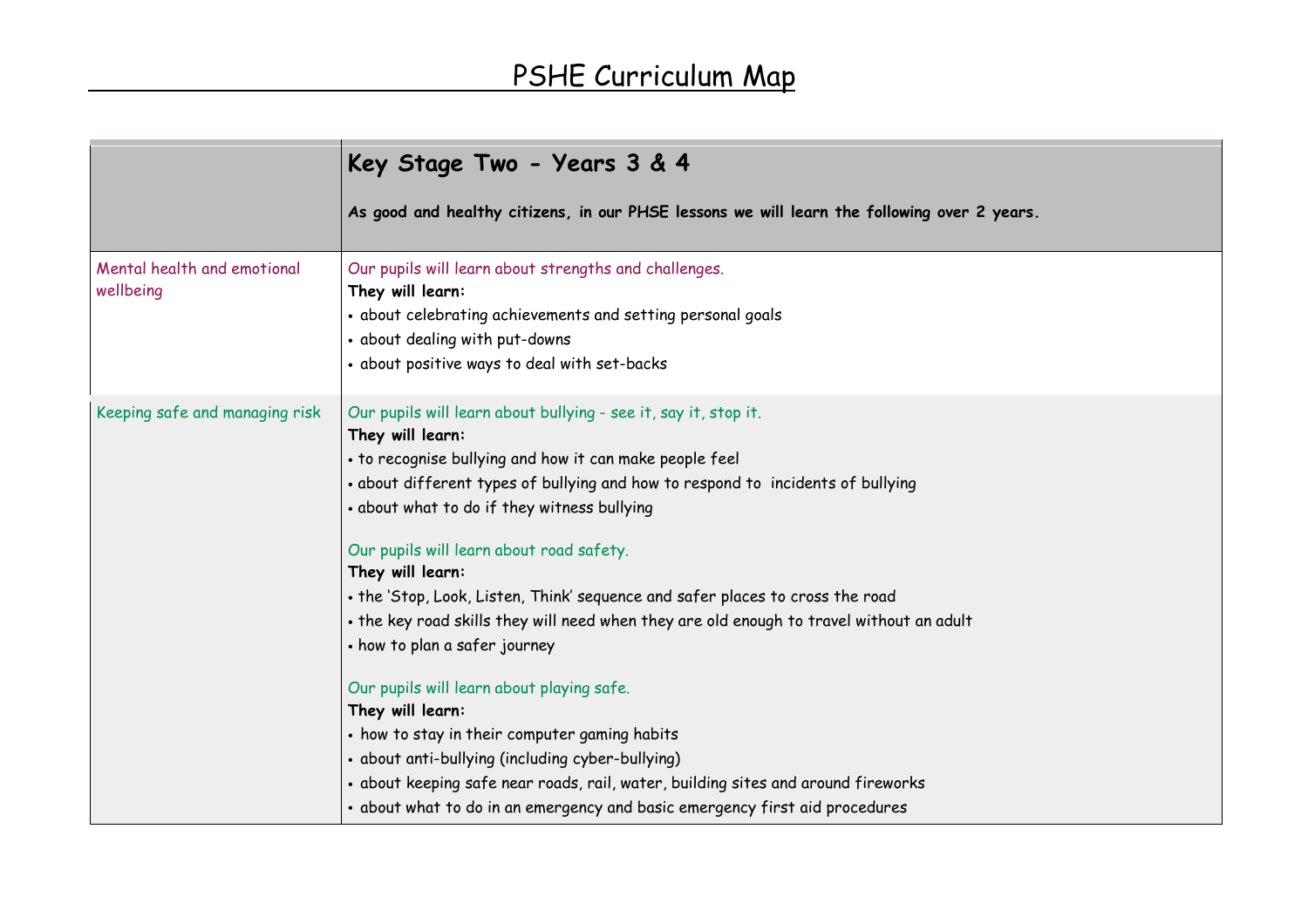# PSHE Curriculum Map

| | **Key Stage Two - Years 3 & 4**<br><br>**As good and healthy citizens, in our PHSE lessons we will learn the following over 2 years.** |
| --- | --- |
| Mental health and emotional wellbeing | Our pupils will learn about strengths and challenges.<br>**They will learn:**<br>• about celebrating achievements and setting personal goals<br>• about dealing with put-downs<br>• about positive ways to deal with set-backs |
| Keeping safe and managing risk | Our pupils will learn about bullying - see it, say it, stop it.<br>**They will learn:**<br>• to recognise bullying and how it can make people feel<br>• about different types of bullying and how to respond to incidents of bullying<br>• about what to do if they witness bullying<br><br>Our pupils will learn about road safety.<br>**They will learn:**<br>• the 'Stop, Look, Listen, Think' sequence and safer places to cross the road<br>• the key road skills they will need when they are old enough to travel without an adult<br>• how to plan a safer journey<br><br>Our pupils will learn about playing safe.<br>**They will learn:**<br>• how to stay in their computer gaming habits<br>• about anti-bullying (including cyber-bullying)<br>• about keeping safe near roads, rail, water, building sites and around fireworks<br>• about what to do in an emergency and basic emergency first aid procedures |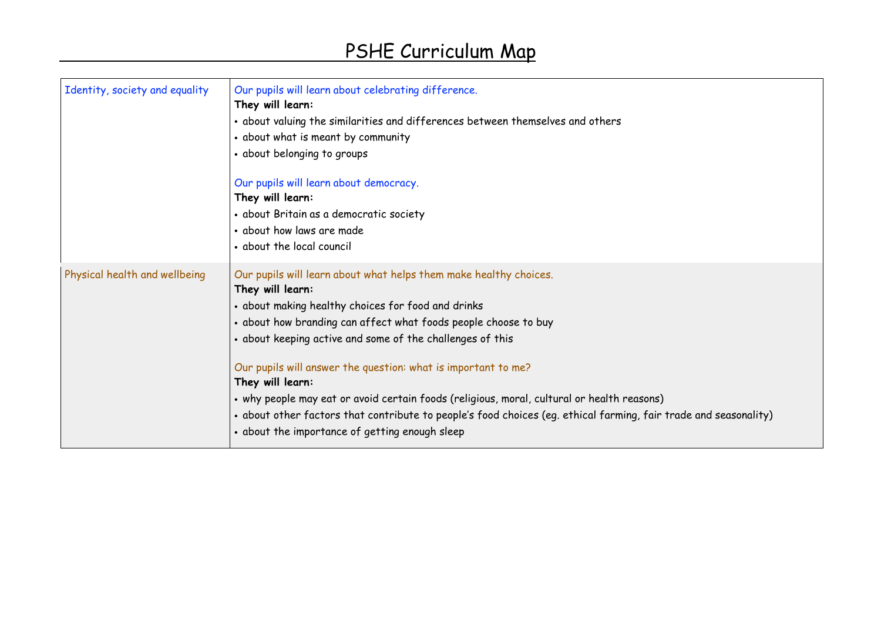# PSHE Curriculum Map

| | |
|---|---|
| Identity, society and equality | Our pupils will learn about celebrating difference.<br>**They will learn:**<br>• about valuing the similarities and differences between themselves and others<br>• about what is meant by community<br>• about belonging to groups<br><br>Our pupils will learn about democracy.<br>**They will learn:**<br>• about Britain as a democratic society<br>• about how laws are made<br>• about the local council |
| Physical health and wellbeing | Our pupils will learn about what helps them make healthy choices.<br>**They will learn:**<br>• about making healthy choices for food and drinks<br>• about how branding can affect what foods people choose to buy<br>• about keeping active and some of the challenges of this<br><br>Our pupils will answer the question: what is important to me?<br>**They will learn:**<br>• why people may eat or avoid certain foods (religious, moral, cultural or health reasons)<br>• about other factors that contribute to people's food choices (eg. ethical farming, fair trade and seasonality)<br>• about the importance of getting enough sleep |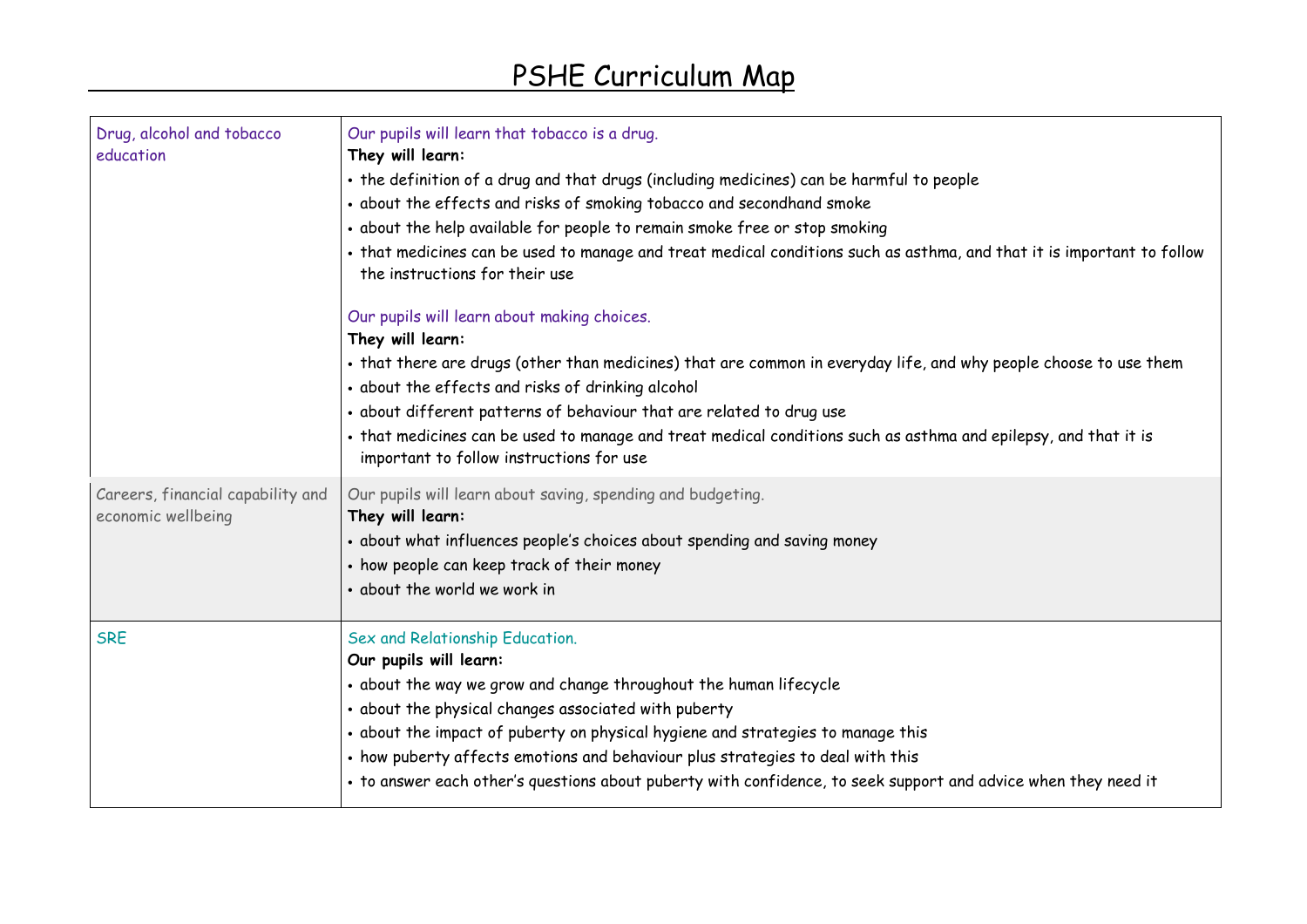# PSHE Curriculum Map

| | |
|---|---|
| Drug, alcohol and tobacco education | Our pupils will learn that tobacco is a drug.<br>**They will learn:**<br>• the definition of a drug and that drugs (including medicines) can be harmful to people<br>• about the effects and risks of smoking tobacco and secondhand smoke<br>• about the help available for people to remain smoke free or stop smoking<br>• that medicines can be used to manage and treat medical conditions such as asthma, and that it is important to follow the instructions for their use<br><br>Our pupils will learn about making choices.<br>**They will learn:**<br>• that there are drugs (other than medicines) that are common in everyday life, and why people choose to use them<br>• about the effects and risks of drinking alcohol<br>• about different patterns of behaviour that are related to drug use<br>• that medicines can be used to manage and treat medical conditions such as asthma and epilepsy, and that it is important to follow instructions for use |
| Careers, financial capability and economic wellbeing | Our pupils will learn about saving, spending and budgeting.<br>**They will learn:**<br>• about what influences people's choices about spending and saving money<br>• how people can keep track of their money<br>• about the world we work in |
| SRE | Sex and Relationship Education.<br>**Our pupils will learn:**<br>• about the way we grow and change throughout the human lifecycle<br>• about the physical changes associated with puberty<br>• about the impact of puberty on physical hygiene and strategies to manage this<br>• how puberty affects emotions and behaviour plus strategies to deal with this<br>• to answer each other's questions about puberty with confidence, to seek support and advice when they need it |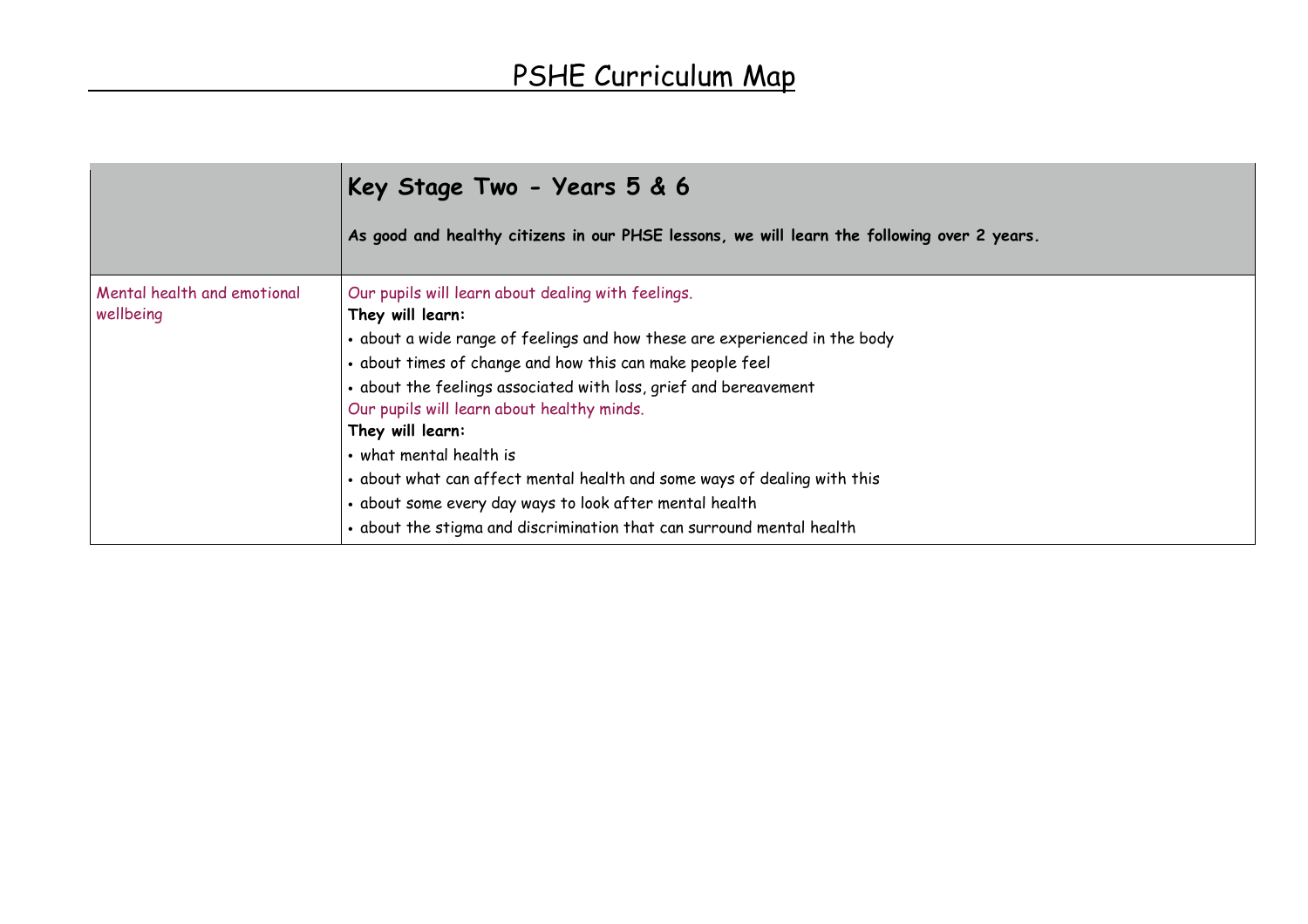# PSHE Curriculum Map

| | **Key Stage Two - Years 5 & 6**<br><br>**As good and healthy citizens in our PHSE lessons, we will learn the following over 2 years.** |
|---|---|
| Mental health and emotional wellbeing | Our pupils will learn about dealing with feelings.<br>**They will learn:**<br>• about a wide range of feelings and how these are experienced in the body<br>• about times of change and how this can make people feel<br>• about the feelings associated with loss, grief and bereavement<br>Our pupils will learn about healthy minds.<br>**They will learn:**<br>• what mental health is<br>• about what can affect mental health and some ways of dealing with this<br>• about some every day ways to look after mental health<br>• about the stigma and discrimination that can surround mental health |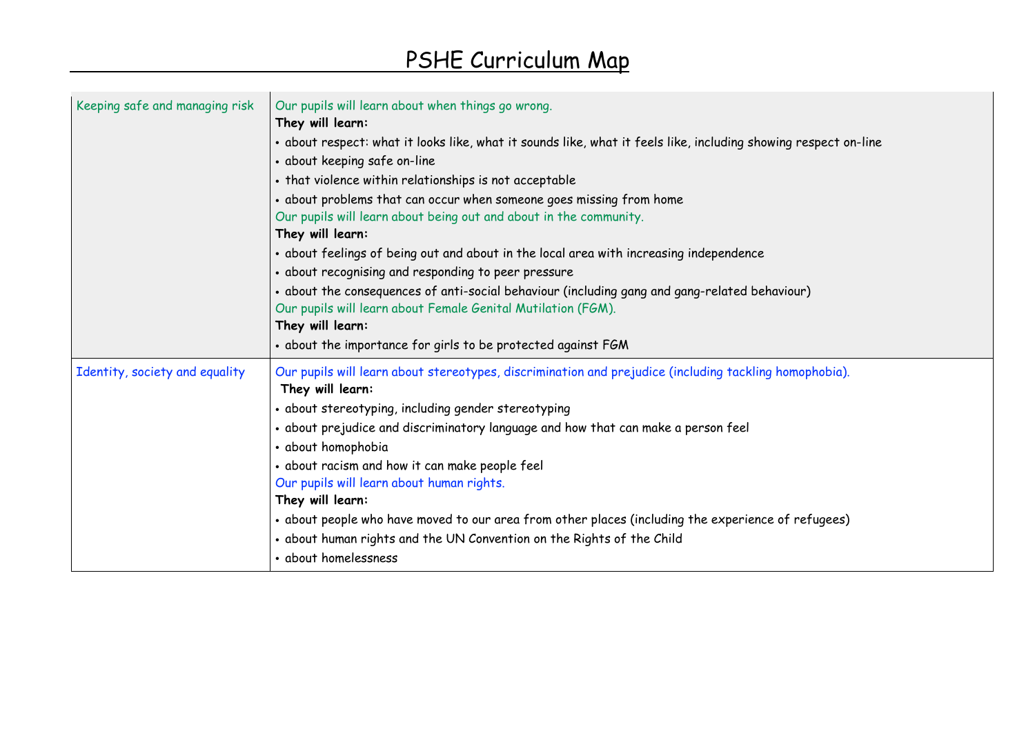# PSHE Curriculum Map

| | |
|---|---|
| Keeping safe and managing risk | Our pupils will learn about when things go wrong.<br>**They will learn:**<br>• about respect: what it looks like, what it sounds like, what it feels like, including showing respect on-line<br>• about keeping safe on-line<br>• that violence within relationships is not acceptable<br>• about problems that can occur when someone goes missing from home<br>Our pupils will learn about being out and about in the community.<br>**They will learn:**<br>• about feelings of being out and about in the local area with increasing independence<br>• about recognising and responding to peer pressure<br>• about the consequences of anti-social behaviour (including gang and gang-related behaviour)<br>Our pupils will learn about Female Genital Mutilation (FGM).<br>**They will learn:**<br>• about the importance for girls to be protected against FGM |
| Identity, society and equality | Our pupils will learn about stereotypes, discrimination and prejudice (including tackling homophobia).<br>**They will learn:**<br>• about stereotyping, including gender stereotyping<br>• about prejudice and discriminatory language and how that can make a person feel<br>• about homophobia<br>• about racism and how it can make people feel<br>Our pupils will learn about human rights.<br>**They will learn:**<br>• about people who have moved to our area from other places (including the experience of refugees)<br>• about human rights and the UN Convention on the Rights of the Child<br>• about homelessness |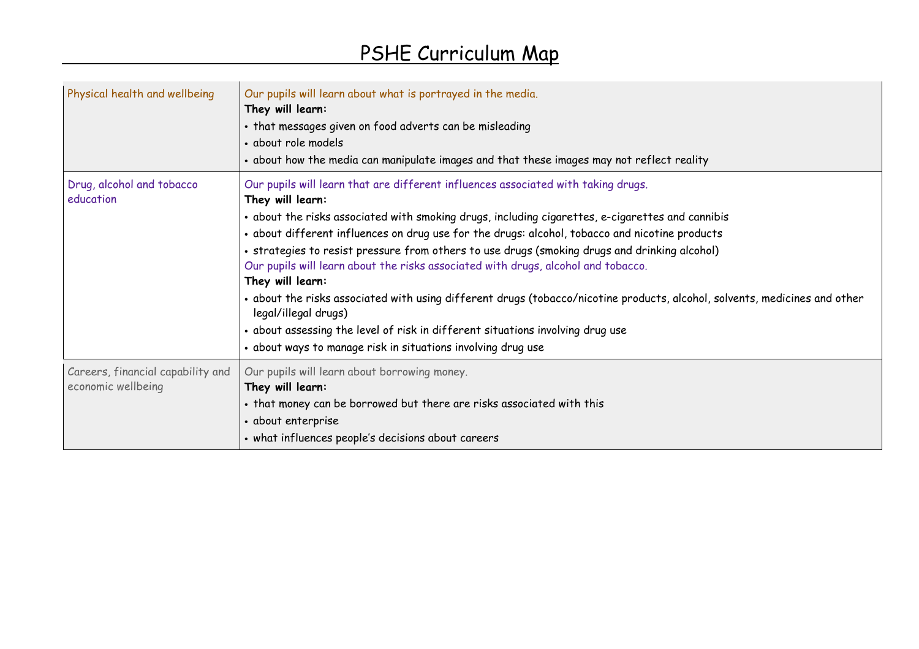# PSHE Curriculum Map

| | |
|---|---|
| Physical health and wellbeing | Our pupils will learn about what is portrayed in the media.<br>**They will learn:**<br>• that messages given on food adverts can be misleading<br>• about role models<br>• about how the media can manipulate images and that these images may not reflect reality |
| Drug, alcohol and tobacco education | Our pupils will learn that are different influences associated with taking drugs.<br>**They will learn:**<br>• about the risks associated with smoking drugs, including cigarettes, e-cigarettes and cannibis<br>• about different influences on drug use for the drugs: alcohol, tobacco and nicotine products<br>• strategies to resist pressure from others to use drugs (smoking drugs and drinking alcohol)<br>Our pupils will learn about the risks associated with drugs, alcohol and tobacco.<br>**They will learn:**<br>• about the risks associated with using different drugs (tobacco/nicotine products, alcohol, solvents, medicines and other legal/illegal drugs)<br>• about assessing the level of risk in different situations involving drug use<br>• about ways to manage risk in situations involving drug use |
| Careers, financial capability and economic wellbeing | Our pupils will learn about borrowing money.<br>**They will learn:**<br>• that money can be borrowed but there are risks associated with this<br>• about enterprise<br>• what influences people's decisions about careers |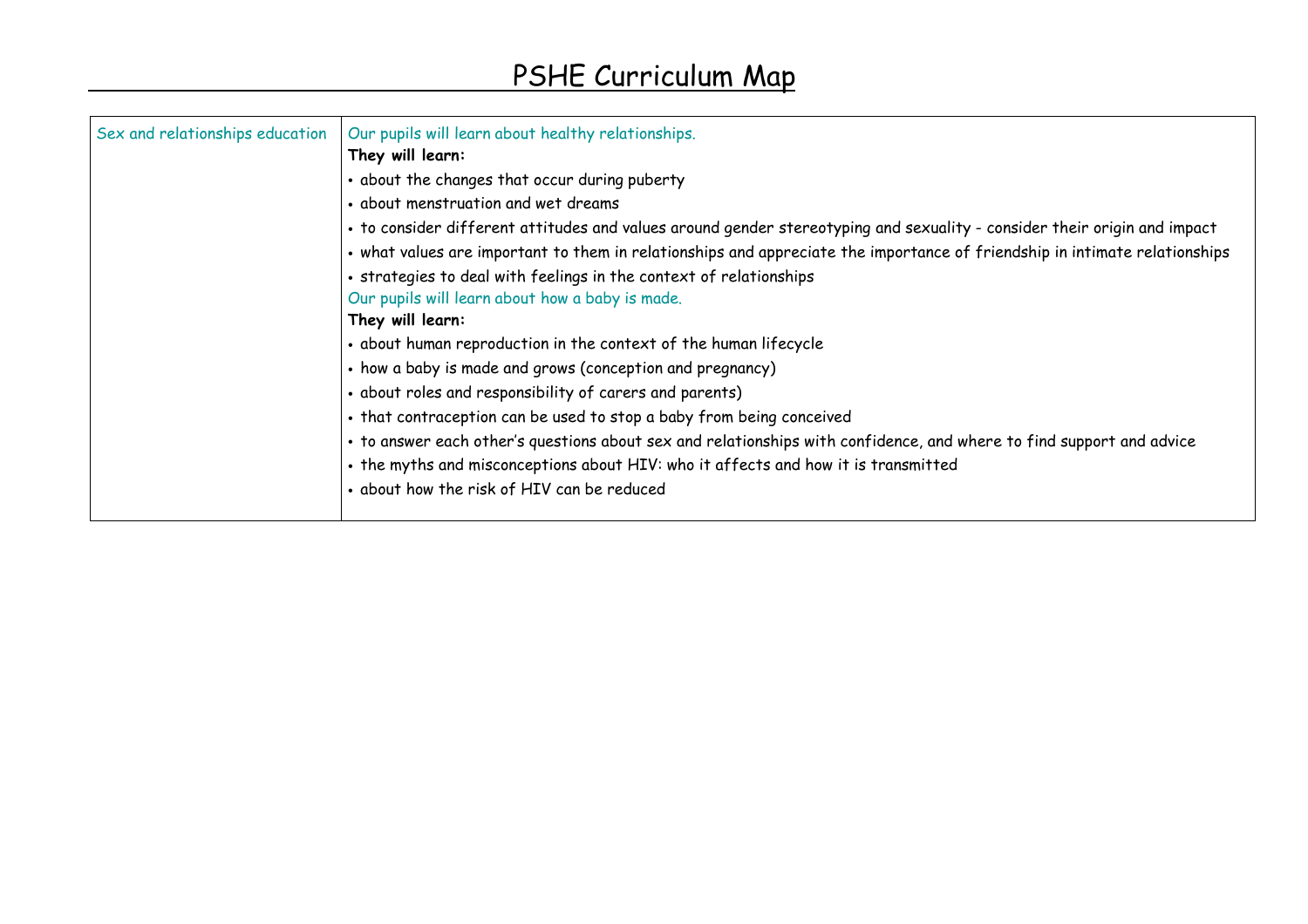# PSHE Curriculum Map

| | |
|---|---|
| Sex and relationships education | Our pupils will learn about healthy relationships.<br>**They will learn:**<br>• about the changes that occur during puberty<br>• about menstruation and wet dreams<br>• to consider different attitudes and values around gender stereotyping and sexuality - consider their origin and impact<br>• what values are important to them in relationships and appreciate the importance of friendship in intimate relationships<br>• strategies to deal with feelings in the context of relationships<br>Our pupils will learn about how a baby is made.<br>**They will learn:**<br>• about human reproduction in the context of the human lifecycle<br>• how a baby is made and grows (conception and pregnancy)<br>• about roles and responsibility of carers and parents)<br>• that contraception can be used to stop a baby from being conceived<br>• to answer each other's questions about sex and relationships with confidence, and where to find support and advice<br>• the myths and misconceptions about HIV: who it affects and how it is transmitted<br>• about how the risk of HIV can be reduced |